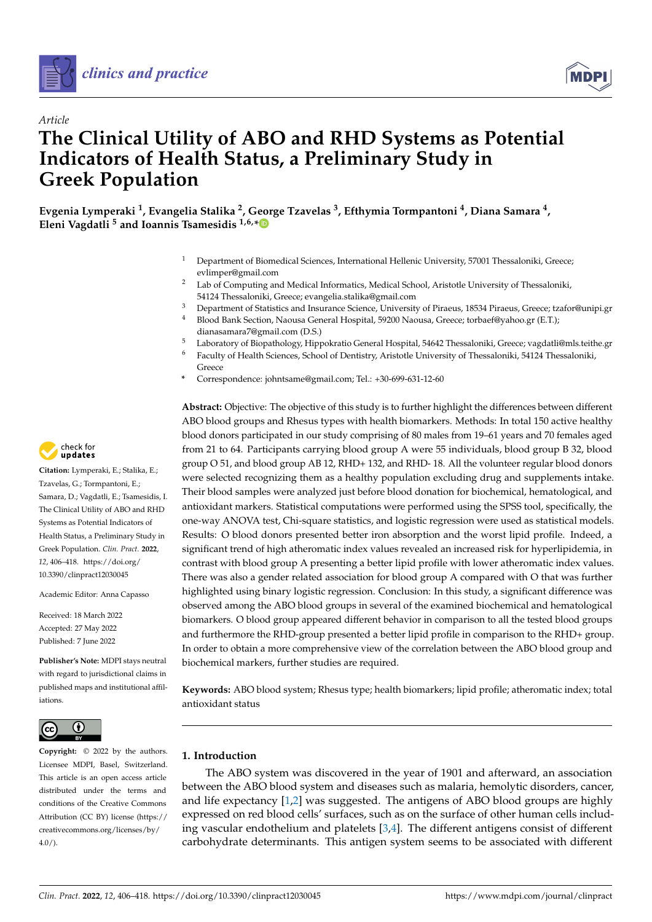*Article*

# The Clinical Utility of ABO and RHD Systems as Potential Indicators of Health Status, a Preliminary Study in Greek Population

**Evgenia Lymperaki [1], Evangelia Stalika [2], George Tzavelas [3], Efthymia Tormpantoni [4], Diana Samara [4], Eleni Vagdatli [5] and Ioannis Tsamesidis [1,6,*]**

[1] Department of Biomedical Sciences, International Hellenic University, 57001 Thessaloniki, Greece; evlimper@gmail.com

[2] Lab of Computing and Medical Informatics, Medical School, Aristotle University of Thessaloniki, 54124 Thessaloniki, Greece; evangelia.stalika@gmail.com

[3] Department of Statistics and Insurance Science, University of Piraeus, 18534 Piraeus, Greece; tzafor@unipi.gr

[4] Blood Bank Section, Naousa General Hospital, 59200 Naousa, Greece; torbaef@yahoo.gr (E.T.); dianasamara7@gmail.com (D.S.)

[5] Laboratory of Biopathology, Hippokratio General Hospital, 54642 Thessaloniki, Greece; vagdatli@mls.teithe.gr

[6] Faculty of Health Sciences, School of Dentistry, Aristotle University of Thessaloniki, 54124 Thessaloniki, Greece

\* Correspondence: johntsame@gmail.com; Tel.: +30-699-631-12-60

**Citation:** Lymperaki, E.; Stalika, E.; Tzavelas, G.; Tormpantoni, E.; Samara, D.; Vagdatli, E.; Tsamesidis, I. The Clinical Utility of ABO and RHD Systems as Potential Indicators of Health Status, a Preliminary Study in Greek Population. *Clin. Pract.* **2022**, *12*, 406–418. https://doi.org/10.3390/clinpract12030045

Academic Editor: Anna Capasso

Received: 18 March 2022
Accepted: 27 May 2022
Published: 7 June 2022

**Publisher's Note:** MDPI stays neutral with regard to jurisdictional claims in published maps and institutional affiliations.

**Copyright:** © 2022 by the authors. Licensee MDPI, Basel, Switzerland. This article is an open access article distributed under the terms and conditions of the Creative Commons Attribution (CC BY) license (https://creativecommons.org/licenses/by/4.0/).

**Abstract:** Objective: The objective of this study is to further highlight the differences between different ABO blood groups and Rhesus types with health biomarkers. Methods: In total 150 active healthy blood donors participated in our study comprising of 80 males from 19–61 years and 70 females aged from 21 to 64. Participants carrying blood group A were 55 individuals, blood group B 32, blood group O 51, and blood group AB 12, RHD+ 132, and RHD- 18. All the volunteer regular blood donors were selected recognizing them as a healthy population excluding drug and supplements intake. Their blood samples were analyzed just before blood donation for biochemical, hematological, and antioxidant markers. Statistical computations were performed using the SPSS tool, specifically, the one-way ANOVA test, Chi-square statistics, and logistic regression were used as statistical models. Results: O blood donors presented better iron absorption and the worst lipid profile. Indeed, a significant trend of high atheromatic index values revealed an increased risk for hyperlipidemia, in contrast with blood group A presenting a better lipid profile with lower atheromatic index values. There was also a gender related association for blood group A compared with O that was further highlighted using binary logistic regression. Conclusion: In this study, a significant difference was observed among the ABO blood groups in several of the examined biochemical and hematological biomarkers. O blood group appeared different behavior in comparison to all the tested blood groups and furthermore the RHD-group presented a better lipid profile in comparison to the RHD+ group. In order to obtain a more comprehensive view of the correlation between the ABO blood group and biochemical markers, further studies are required.

**Keywords:** ABO blood system; Rhesus type; health biomarkers; lipid profile; atheromatic index; total antioxidant status

## 1. Introduction

The ABO system was discovered in the year of 1901 and afterward, an association between the ABO blood system and diseases such as malaria, hemolytic disorders, cancer, and life expectancy [1,2] was suggested. The antigens of ABO blood groups are highly expressed on red blood cells' surfaces, such as on the surface of other human cells including vascular endothelium and platelets [3,4]. The different antigens consist of different carbohydrate determinants. This antigen system seems to be associated with different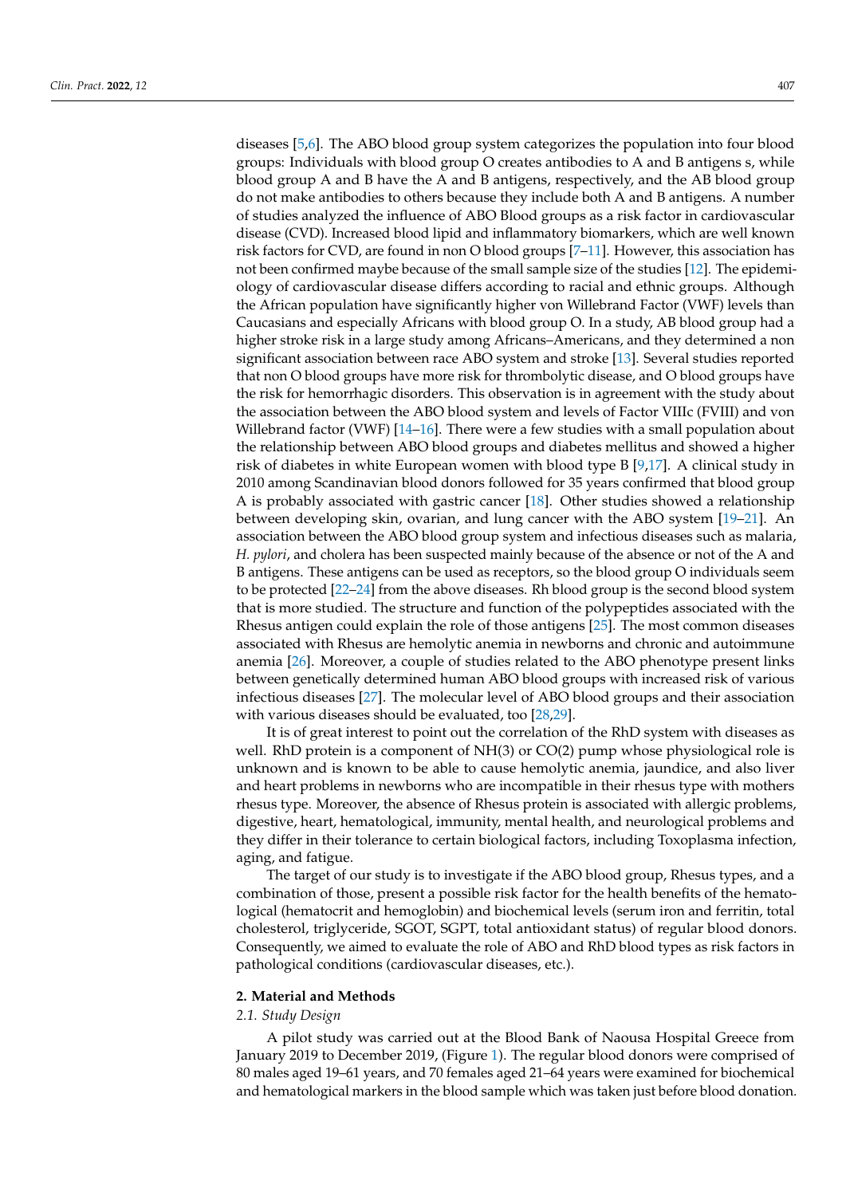diseases [5,6]. The ABO blood group system categorizes the population into four blood groups: Individuals with blood group O creates antibodies to A and B antigens s, while blood group A and B have the A and B antigens, respectively, and the AB blood group do not make antibodies to others because they include both A and B antigens. A number of studies analyzed the influence of ABO Blood groups as a risk factor in cardiovascular disease (CVD). Increased blood lipid and inflammatory biomarkers, which are well known risk factors for CVD, are found in non O blood groups [7–11]. However, this association has not been confirmed maybe because of the small sample size of the studies [12]. The epidemiology of cardiovascular disease differs according to racial and ethnic groups. Although the African population have significantly higher von Willebrand Factor (VWF) levels than Caucasians and especially Africans with blood group O. In a study, AB blood group had a higher stroke risk in a large study among Africans–Americans, and they determined a non significant association between race ABO system and stroke [13]. Several studies reported that non O blood groups have more risk for thrombolytic disease, and O blood groups have the risk for hemorrhagic disorders. This observation is in agreement with the study about the association between the ABO blood system and levels of Factor VIIIc (FVIII) and von Willebrand factor (VWF) [14–16]. There were a few studies with a small population about the relationship between ABO blood groups and diabetes mellitus and showed a higher risk of diabetes in white European women with blood type B [9,17]. A clinical study in 2010 among Scandinavian blood donors followed for 35 years confirmed that blood group A is probably associated with gastric cancer [18]. Other studies showed a relationship between developing skin, ovarian, and lung cancer with the ABO system [19–21]. An association between the ABO blood group system and infectious diseases such as malaria, *H. pylori*, and cholera has been suspected mainly because of the absence or not of the A and B antigens. These antigens can be used as receptors, so the blood group O individuals seem to be protected [22–24] from the above diseases. Rh blood group is the second blood system that is more studied. The structure and function of the polypeptides associated with the Rhesus antigen could explain the role of those antigens [25]. The most common diseases associated with Rhesus are hemolytic anemia in newborns and chronic and autoimmune anemia [26]. Moreover, a couple of studies related to the ABO phenotype present links between genetically determined human ABO blood groups with increased risk of various infectious diseases [27]. The molecular level of ABO blood groups and their association with various diseases should be evaluated, too [28,29].

It is of great interest to point out the correlation of the RhD system with diseases as well. RhD protein is a component of NH(3) or CO(2) pump whose physiological role is unknown and is known to be able to cause hemolytic anemia, jaundice, and also liver and heart problems in newborns who are incompatible in their rhesus type with mothers rhesus type. Moreover, the absence of Rhesus protein is associated with allergic problems, digestive, heart, hematological, immunity, mental health, and neurological problems and they differ in their tolerance to certain biological factors, including Toxoplasma infection, aging, and fatigue.

The target of our study is to investigate if the ABO blood group, Rhesus types, and a combination of those, present a possible risk factor for the health benefits of the hematological (hematocrit and hemoglobin) and biochemical levels (serum iron and ferritin, total cholesterol, triglyceride, SGOT, SGPT, total antioxidant status) of regular blood donors. Consequently, we aimed to evaluate the role of ABO and RhD blood types as risk factors in pathological conditions (cardiovascular diseases, etc.).

## 2. Material and Methods

### 2.1. Study Design

A pilot study was carried out at the Blood Bank of Naousa Hospital Greece from January 2019 to December 2019, (Figure 1). The regular blood donors were comprised of 80 males aged 19–61 years, and 70 females aged 21–64 years were examined for biochemical and hematological markers in the blood sample which was taken just before blood donation.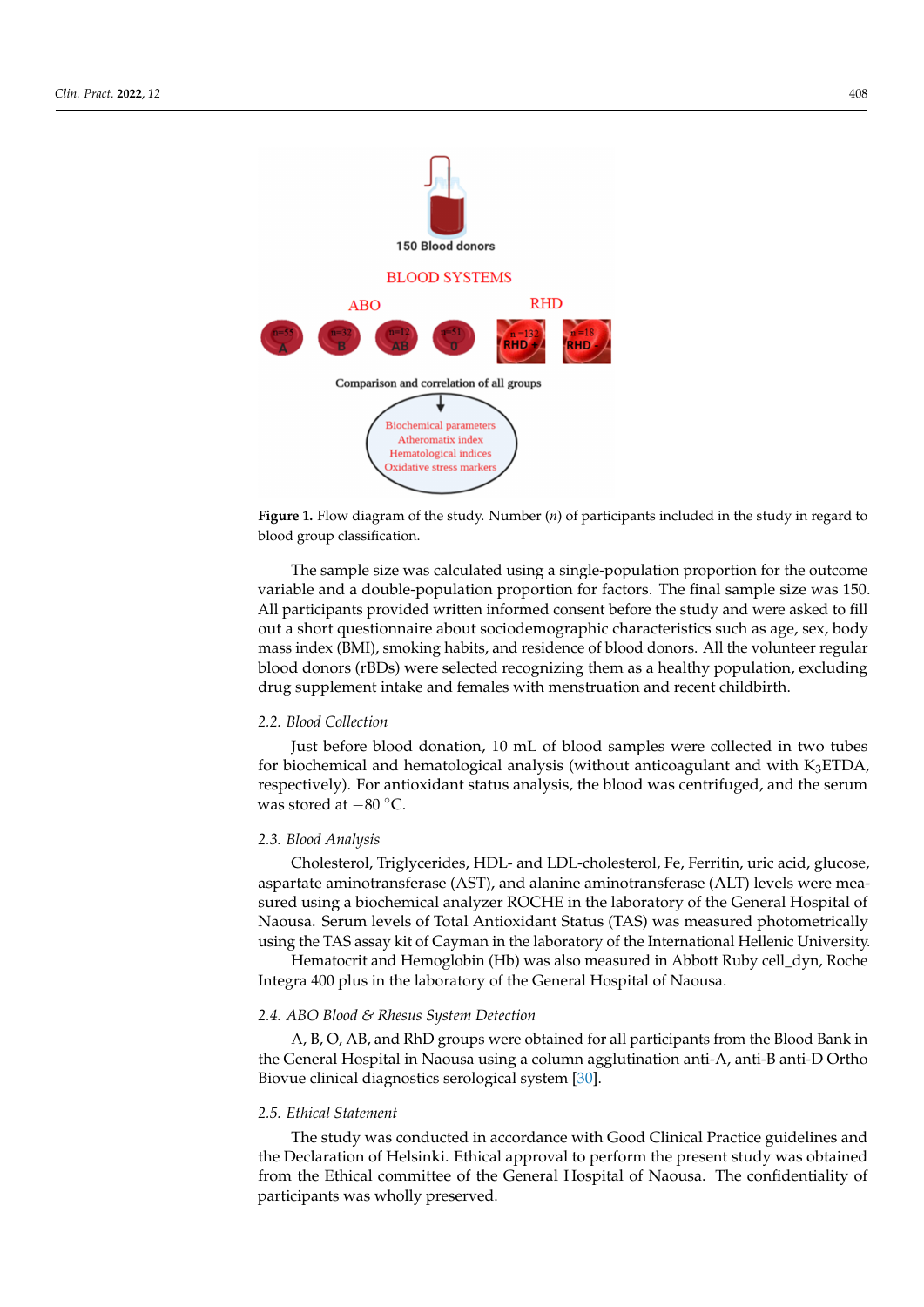**Figure 1.** Flow diagram of the study. Number ($n$) of participants included in the study in regard to blood group classification.

The sample size was calculated using a single-population proportion for the outcome variable and a double-population proportion for factors. The final sample size was 150. All participants provided written informed consent before the study and were asked to fill out a short questionnaire about sociodemographic characteristics such as age, sex, body mass index (BMI), smoking habits, and residence of blood donors. All the volunteer regular blood donors (rBDs) were selected recognizing them as a healthy population, excluding drug supplement intake and females with menstruation and recent childbirth.

### 2.2. Blood Collection

Just before blood donation, 10 mL of blood samples were collected in two tubes for biochemical and hematological analysis (without anticoagulant and with $K_3$ETDA, respectively). For antioxidant status analysis, the blood was centrifuged, and the serum was stored at −80 °C.

### 2.3. Blood Analysis

Cholesterol, Triglycerides, HDL- and LDL-cholesterol, Fe, Ferritin, uric acid, glucose, aspartate aminotransferase (AST), and alanine aminotransferase (ALT) levels were measured using a biochemical analyzer ROCHE in the laboratory of the General Hospital of Naousa. Serum levels of Total Antioxidant Status (TAS) was measured photometrically using the TAS assay kit of Cayman in the laboratory of the International Hellenic University.

Hematocrit and Hemoglobin (Hb) was also measured in Abbott Ruby cell_dyn, Roche Integra 400 plus in the laboratory of the General Hospital of Naousa.

### 2.4. ABO Blood & Rhesus System Detection

A, B, O, AB, and RhD groups were obtained for all participants from the Blood Bank in the General Hospital in Naousa using a column agglutination anti-A, anti-B anti-D Ortho Biovue clinical diagnostics serological system [30].

### 2.5. Ethical Statement

The study was conducted in accordance with Good Clinical Practice guidelines and the Declaration of Helsinki. Ethical approval to perform the present study was obtained from the Ethical committee of the General Hospital of Naousa. The confidentiality of participants was wholly preserved.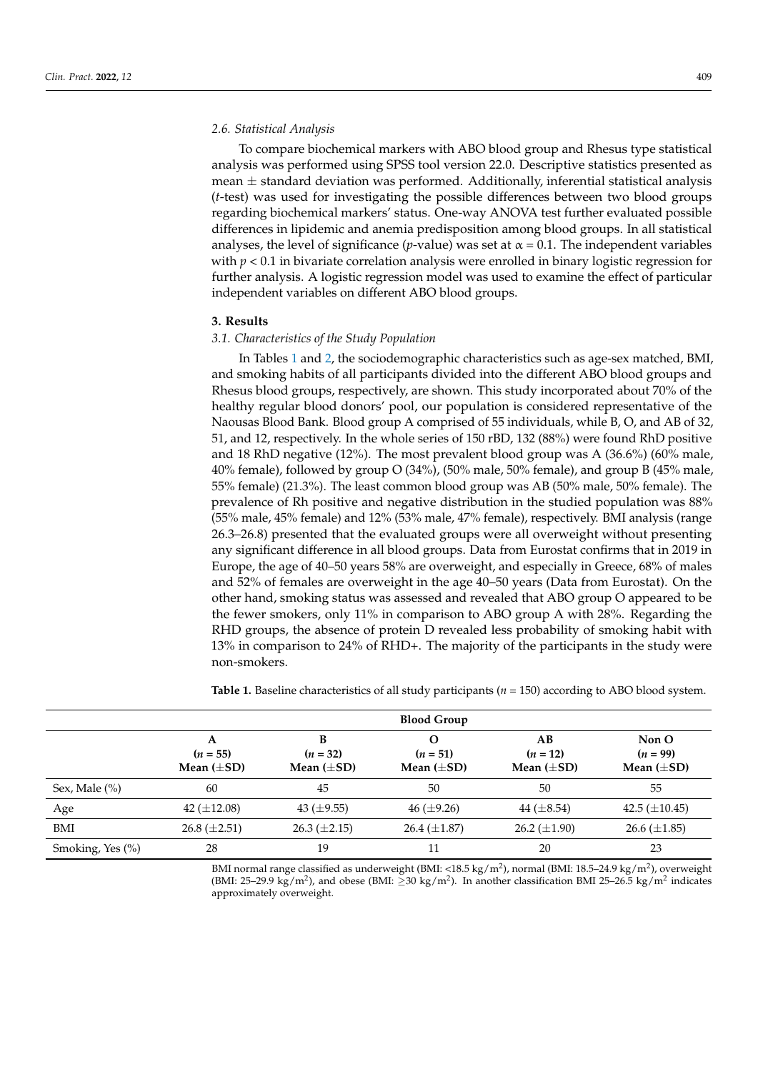### 2.6. Statistical Analysis

To compare biochemical markers with ABO blood group and Rhesus type statistical analysis was performed using SPSS tool version 22.0. Descriptive statistics presented as mean ± standard deviation was performed. Additionally, inferential statistical analysis (*t*-test) was used for investigating the possible differences between two blood groups regarding biochemical markers' status. One-way ANOVA test further evaluated possible differences in lipidemic and anemia predisposition among blood groups. In all statistical analyses, the level of significance (*p*-value) was set at $\alpha = 0.1$. The independent variables with $p < 0.1$ in bivariate correlation analysis were enrolled in binary logistic regression for further analysis. A logistic regression model was used to examine the effect of particular independent variables on different ABO blood groups.

## 3. Results

### 3.1. Characteristics of the Study Population

In Tables 1 and 2, the sociodemographic characteristics such as age-sex matched, BMI, and smoking habits of all participants divided into the different ABO blood groups and Rhesus blood groups, respectively, are shown. This study incorporated about 70% of the healthy regular blood donors' pool, our population is considered representative of the Naousas Blood Bank. Blood group A comprised of 55 individuals, while B, O, and AB of 32, 51, and 12, respectively. In the whole series of 150 rBD, 132 (88%) were found RhD positive and 18 RhD negative (12%). The most prevalent blood group was A (36.6%) (60% male, 40% female), followed by group O (34%), (50% male, 50% female), and group B (45% male, 55% female) (21.3%). The least common blood group was AB (50% male, 50% female). The prevalence of Rh positive and negative distribution in the studied population was 88% (55% male, 45% female) and 12% (53% male, 47% female), respectively. BMI analysis (range 26.3–26.8) presented that the evaluated groups were all overweight without presenting any significant difference in all blood groups. Data from Eurostat confirms that in 2019 in Europe, the age of 40–50 years 58% are overweight, and especially in Greece, 68% of males and 52% of females are overweight in the age 40–50 years (Data from Eurostat). On the other hand, smoking status was assessed and revealed that ABO group O appeared to be the fewer smokers, only 11% in comparison to ABO group A with 28%. Regarding the RHD groups, the absence of protein D revealed less probability of smoking habit with 13% in comparison to 24% of RHD+. The majority of the participants in the study were non-smokers.

**Table 1.** Baseline characteristics of all study participants ($n = 150$) according to ABO blood system.

| | **Blood Group** | | | | |
|---|---|---|---|---|---|
| | **A** ($n = 55$) **Mean (±SD)** | **B** ($n = 32$) **Mean (±SD)** | **O** ($n = 51$) **Mean (±SD)** | **AB** ($n = 12$) **Mean (±SD)** | **Non O** ($n = 99$) **Mean (±SD)** |
| Sex, Male (%) | 60 | 45 | 50 | 50 | 55 |
| Age | 42 (±12.08) | 43 (±9.55) | 46 (±9.26) | 44 (±8.54) | 42.5 (±10.45) |
| BMI | 26.8 (±2.51) | 26.3 (±2.15) | 26.4 (±1.87) | 26.2 (±1.90) | 26.6 (±1.85) |
| Smoking, Yes (%) | 28 | 19 | 11 | 20 | 23 |

BMI normal range classified as underweight (BMI: <18.5 $kg/m^2$), normal (BMI: 18.5–24.9 $kg/m^2$), overweight (BMI: 25–29.9 $kg/m^2$), and obese (BMI: ≥30 $kg/m^2$). In another classification BMI 25–26.5 $kg/m^2$ indicates approximately overweight.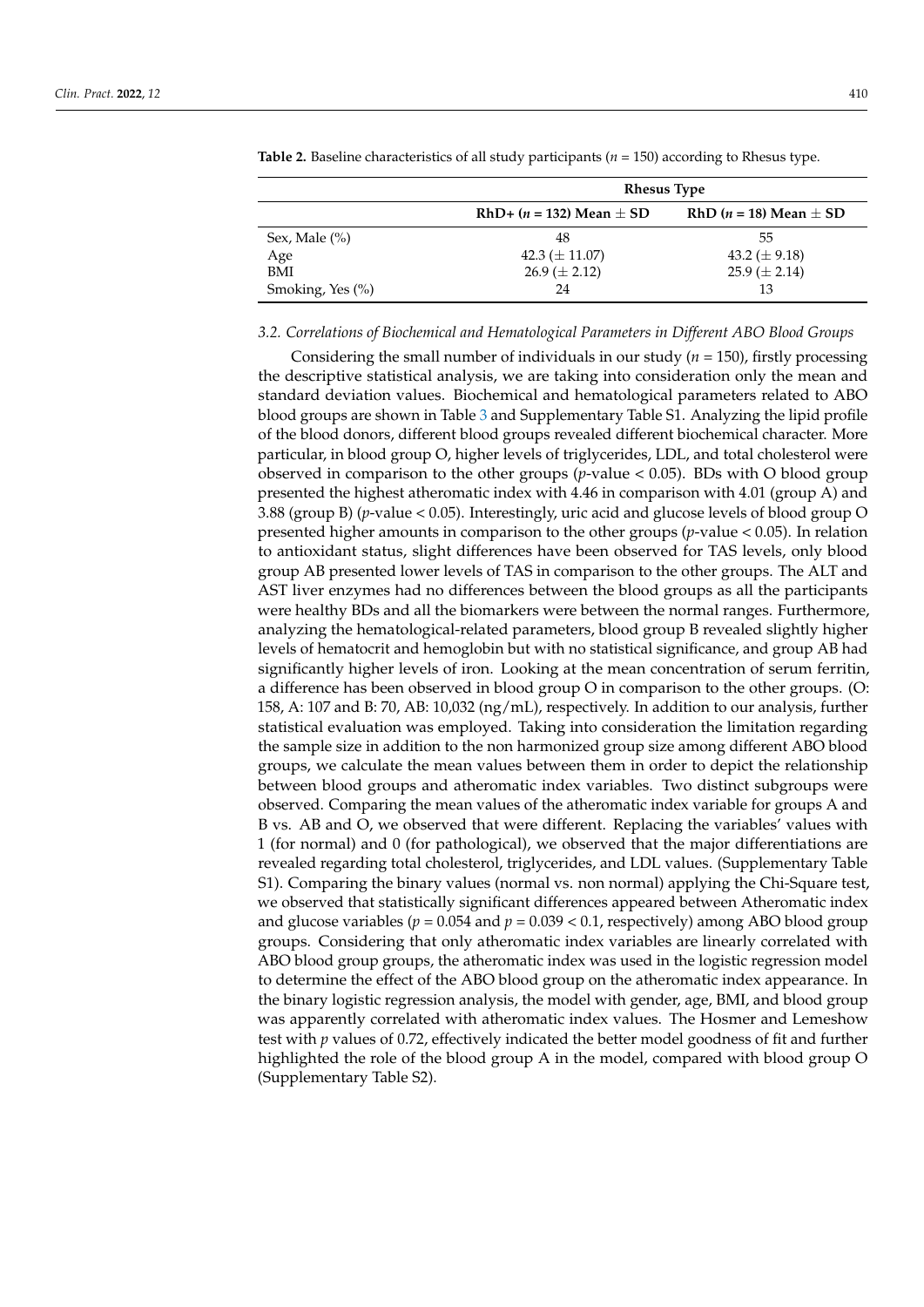**Table 2.** Baseline characteristics of all study participants ($n$ = 150) according to Rhesus type.

| | Rhesus Type | |
|---|---|---|
| | **RhD+ ($n$ = 132) Mean ± SD** | **RhD ($n$ = 18) Mean ± SD** |
| Sex, Male (%) | 48 | 55 |
| Age | 42.3 (± 11.07) | 43.2 (± 9.18) |
| BMI | 26.9 (± 2.12) | 25.9 (± 2.14) |
| Smoking, Yes (%) | 24 | 13 |

### *3.2. Correlations of Biochemical and Hematological Parameters in Different ABO Blood Groups*

Considering the small number of individuals in our study ($n$ = 150), firstly processing the descriptive statistical analysis, we are taking into consideration only the mean and standard deviation values. Biochemical and hematological parameters related to ABO blood groups are shown in Table 3 and Supplementary Table S1. Analyzing the lipid profile of the blood donors, different blood groups revealed different biochemical character. More particular, in blood group O, higher levels of triglycerides, LDL, and total cholesterol were observed in comparison to the other groups ($p$-value < 0.05). BDs with O blood group presented the highest atheromatic index with 4.46 in comparison with 4.01 (group A) and 3.88 (group B) ($p$-value < 0.05). Interestingly, uric acid and glucose levels of blood group O presented higher amounts in comparison to the other groups ($p$-value < 0.05). In relation to antioxidant status, slight differences have been observed for TAS levels, only blood group AB presented lower levels of TAS in comparison to the other groups. The ALT and AST liver enzymes had no differences between the blood groups as all the participants were healthy BDs and all the biomarkers were between the normal ranges. Furthermore, analyzing the hematological-related parameters, blood group B revealed slightly higher levels of hematocrit and hemoglobin but with no statistical significance, and group AB had significantly higher levels of iron. Looking at the mean concentration of serum ferritin, a difference has been observed in blood group O in comparison to the other groups. (O: 158, A: 107 and B: 70, AB: 10,032 (ng/mL), respectively. In addition to our analysis, further statistical evaluation was employed. Taking into consideration the limitation regarding the sample size in addition to the non harmonized group size among different ABO blood groups, we calculate the mean values between them in order to depict the relationship between blood groups and atheromatic index variables. Two distinct subgroups were observed. Comparing the mean values of the atheromatic index variable for groups A and B vs. AB and O, we observed that were different. Replacing the variables' values with 1 (for normal) and 0 (for pathological), we observed that the major differentiations are revealed regarding total cholesterol, triglycerides, and LDL values. (Supplementary Table S1). Comparing the binary values (normal vs. non normal) applying the Chi-Square test, we observed that statistically significant differences appeared between Atheromatic index and glucose variables ($p$ = 0.054 and $p$ = 0.039 < 0.1, respectively) among ABO blood group groups. Considering that only atheromatic index variables are linearly correlated with ABO blood group groups, the atheromatic index was used in the logistic regression model to determine the effect of the ABO blood group on the atheromatic index appearance. In the binary logistic regression analysis, the model with gender, age, BMI, and blood group was apparently correlated with atheromatic index values. The Hosmer and Lemeshow test with $p$ values of 0.72, effectively indicated the better model goodness of fit and further highlighted the role of the blood group A in the model, compared with blood group O (Supplementary Table S2).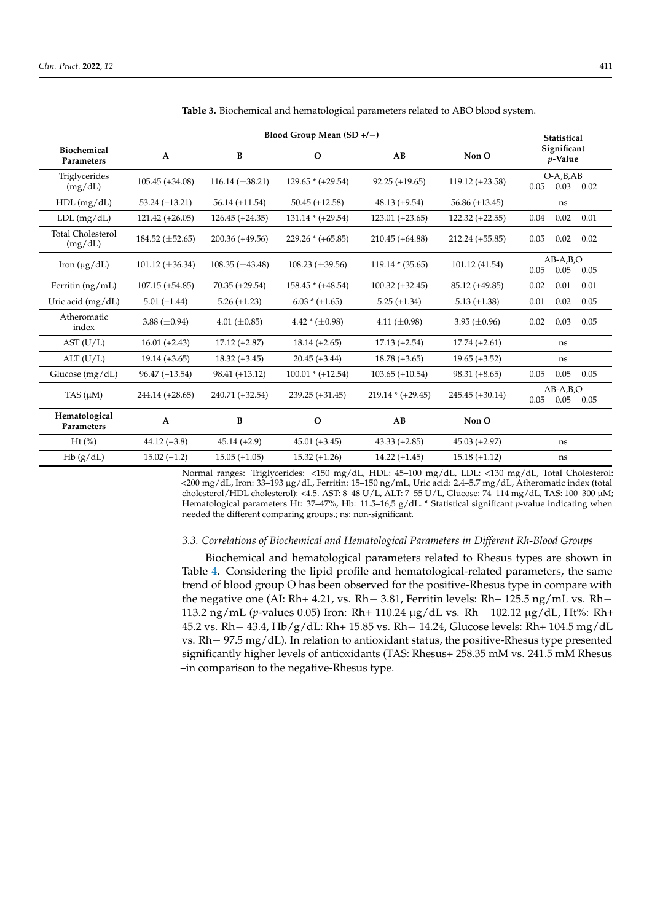**Table 3.** Biochemical and hematological parameters related to ABO blood system.

| | Blood Group Mean (SD +/−) | | | | | Statistical Significant *p*-Value |
|---|---|---|---|---|---|---|
| **Biochemical Parameters** | **A** | **B** | **O** | **AB** | **Non O** | |
| Triglycerides (mg/dL) | 105.45 (+34.08) | 116.14 (±38.21) | 129.65 * (+29.54) | 92.25 (+19.65) | 119.12 (+23.58) | O-A,B,AB 0.05 0.03 0.02 |
| HDL (mg/dL) | 53.24 (+13.21) | 56.14 (+11.54) | 50.45 (+12.58) | 48.13 (+9.54) | 56.86 (+13.45) | ns |
| LDL (mg/dL) | 121.42 (+26.05) | 126.45 (+24.35) | 131.14 * (+29.54) | 123.01 (+23.65) | 122.32 (+22.55) | 0.04 0.02 0.01 |
| Total Cholesterol (mg/dL) | 184.52 (±52.65) | 200.36 (+49.56) | 229.26 * (+65.85) | 210.45 (+64.88) | 212.24 (+55.85) | 0.05 0.02 0.02 |
| Iron (μg/dL) | 101.12 (±36.34) | 108.35 (±43.48) | 108.23 (±39.56) | 119.14 * (35.65) | 101.12 (41.54) | AB-A,B,O 0.05 0.05 0.05 |
| Ferritin (ng/mL) | 107.15 (+54.85) | 70.35 (+29.54) | 158.45 * (+48.54) | 100.32 (+32.45) | 85.12 (+49.85) | 0.02 0.01 0.01 |
| Uric acid (mg/dL) | 5.01 (+1.44) | 5.26 (+1.23) | 6.03 * (+1.65) | 5.25 (+1.34) | 5.13 (+1.38) | 0.01 0.02 0.05 |
| Atheromatic index | 3.88 (±0.94) | 4.01 (±0.85) | 4.42 * (±0.98) | 4.11 (±0.98) | 3.95 (±0.96) | 0.02 0.03 0.05 |
| AST (U/L) | 16.01 (+2.43) | 17.12 (+2.87) | 18.14 (+2.65) | 17.13 (+2.54) | 17.74 (+2.61) | ns |
| ALT (U/L) | 19.14 (+3.65) | 18.32 (+3.45) | 20.45 (+3.44) | 18.78 (+3.65) | 19.65 (+3.52) | ns |
| Glucose (mg/dL) | 96.47 (+13.54) | 98.41 (+13.12) | 100.01 * (+12.54) | 103.65 (+10.54) | 98.31 (+8.65) | 0.05 0.05 0.05 |
| TAS (μM) | 244.14 (+28.65) | 240.71 (+32.54) | 239.25 (+31.45) | 219.14 * (+29.45) | 245.45 (+30.14) | AB-A,B,O 0.05 0.05 0.05 |
| **Hematological Parameters** | **A** | **B** | **O** | **AB** | **Non O** | |
| Ht (%) | 44.12 (+3.8) | 45.14 (+2.9) | 45.01 (+3.45) | 43.33 (+2.85) | 45.03 (+2.97) | ns |
| Hb (g/dL) | 15.02 (+1.2) | 15.05 (+1.05) | 15.32 (+1.26) | 14.22 (+1.45) | 15.18 (+1.12) | ns |

Normal ranges: Triglycerides: <150 mg/dL, HDL: 45–100 mg/dL, LDL: <130 mg/dL, Total Cholesterol: <200 mg/dL, Iron: 33–193 μg/dL, Ferritin: 15–150 ng/mL, Uric acid: 2.4–5.7 mg/dL, Atheromatic index (total cholesterol/HDL cholesterol): <4.5. AST: 8–48 U/L, ALT: 7–55 U/L, Glucose: 74–114 mg/dL, TAS: 100–300 μM; Hematological parameters Ht: 37–47%, Hb: 11.5–16,5 g/dL. * Statistical significant *p*-value indicating when needed the different comparing groups.; ns: non-significant.

### 3.3. Correlations of Biochemical and Hematological Parameters in Different Rh-Blood Groups

Biochemical and hematological parameters related to Rhesus types are shown in Table 4. Considering the lipid profile and hematological-related parameters, the same trend of blood group O has been observed for the positive-Rhesus type in compare with the negative one (AI: Rh+ 4.21, vs. Rh− 3.81, Ferritin levels: Rh+ 125.5 ng/mL vs. Rh− 113.2 ng/mL (*p*-values 0.05) Iron: Rh+ 110.24 μg/dL vs. Rh− 102.12 μg/dL, Ht%: Rh+ 45.2 vs. Rh− 43.4, Hb/g/dL: Rh+ 15.85 vs. Rh− 14.24, Glucose levels: Rh+ 104.5 mg/dL vs. Rh− 97.5 mg/dL). In relation to antioxidant status, the positive-Rhesus type presented significantly higher levels of antioxidants (TAS: Rhesus+ 258.35 mM vs. 241.5 mM Rhesus –in comparison to the negative-Rhesus type.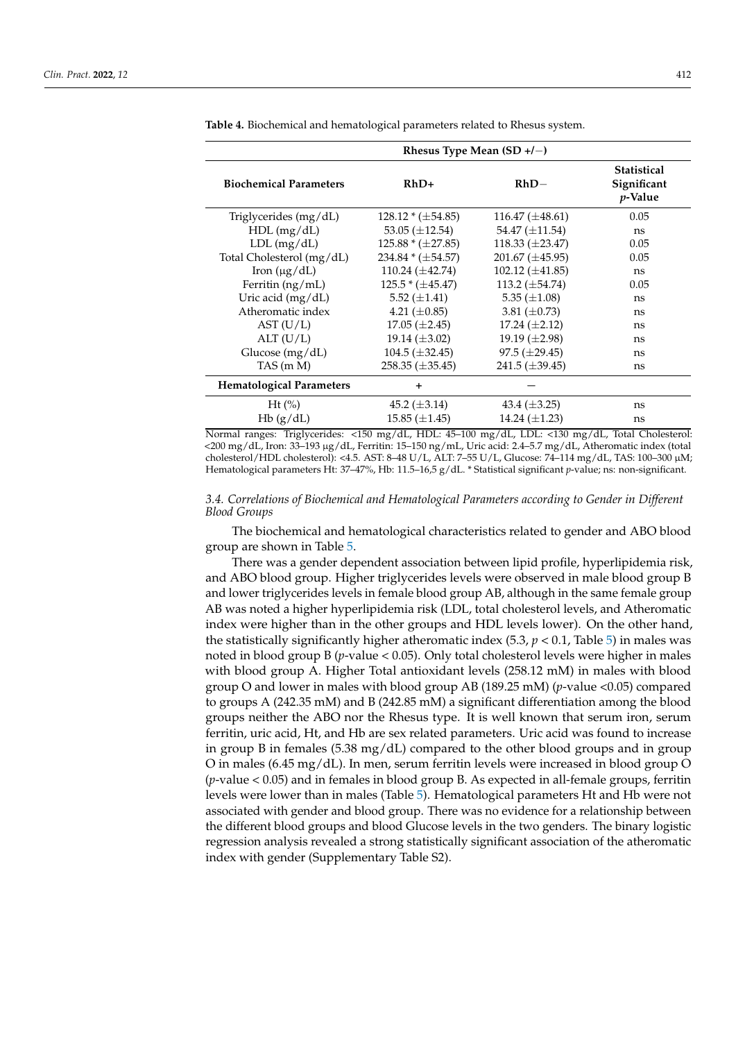**Table 4.** Biochemical and hematological parameters related to Rhesus system.

| | Rhesus Type Mean (SD +/−) | | |
|---|---|---|---|
| **Biochemical Parameters** | **RhD+** | **RhD−** | **Statistical Significant *p*-Value** |
| Triglycerides (mg/dL) | 128.12 * (±54.85) | 116.47 (±48.61) | 0.05 |
| HDL (mg/dL) | 53.05 (±12.54) | 54.47 (±11.54) | ns |
| LDL (mg/dL) | 125.88 * (±27.85) | 118.33 (±23.47) | 0.05 |
| Total Cholesterol (mg/dL) | 234.84 * (±54.57) | 201.67 (±45.95) | 0.05 |
| Iron (μg/dL) | 110.24 (±42.74) | 102.12 (±41.85) | ns |
| Ferritin (ng/mL) | 125.5 * (±45.47) | 113.2 (±54.74) | 0.05 |
| Uric acid (mg/dL) | 5.52 (±1.41) | 5.35 (±1.08) | ns |
| Atheromatic index | 4.21 (±0.85) | 3.81 (±0.73) | ns |
| AST (U/L) | 17.05 (±2.45) | 17.24 (±2.12) | ns |
| ALT (U/L) | 19.14 (±3.02) | 19.19 (±2.98) | ns |
| Glucose (mg/dL) | 104.5 (±32.45) | 97.5 (±29.45) | ns |
| TAS (m M) | 258.35 (±35.45) | 241.5 (±39.45) | ns |
| **Hematological Parameters** | **+** | **−** | |
| Ht (%) | 45.2 (±3.14) | 43.4 (±3.25) | ns |
| Hb (g/dL) | 15.85 (±1.45) | 14.24 (±1.23) | ns |

Normal ranges: Triglycerides: <150 mg/dL, HDL: 45–100 mg/dL, LDL: <130 mg/dL, Total Cholesterol: <200 mg/dL, Iron: 33–193 μg/dL, Ferritin: 15–150 ng/mL, Uric acid: 2.4–5.7 mg/dL, Atheromatic index (total cholesterol/HDL cholesterol): <4.5. AST: 8–48 U/L, ALT: 7–55 U/L, Glucose: 74–114 mg/dL, TAS: 100–300 μM; Hematological parameters Ht: 37–47%, Hb: 11.5–16,5 g/dL. * Statistical significant *p*-value; ns: non-significant.

### *3.4. Correlations of Biochemical and Hematological Parameters according to Gender in Different Blood Groups*

The biochemical and hematological characteristics related to gender and ABO blood group are shown in Table 5.

There was a gender dependent association between lipid profile, hyperlipidemia risk, and ABO blood group. Higher triglycerides levels were observed in male blood group B and lower triglycerides levels in female blood group AB, although in the same female group AB was noted a higher hyperlipidemia risk (LDL, total cholesterol levels, and Atheromatic index were higher than in the other groups and HDL levels lower). On the other hand, the statistically significantly higher atheromatic index (5.3, $p < 0.1$, Table 5) in males was noted in blood group B ($p$-value $< 0.05$). Only total cholesterol levels were higher in males with blood group A. Higher Total antioxidant levels (258.12 mM) in males with blood group O and lower in males with blood group AB (189.25 mM) ($p$-value $<0.05$) compared to groups A (242.35 mM) and B (242.85 mM) a significant differentiation among the blood groups neither the ABO nor the Rhesus type. It is well known that serum iron, serum ferritin, uric acid, Ht, and Hb are sex related parameters. Uric acid was found to increase in group B in females (5.38 mg/dL) compared to the other blood groups and in group O in males (6.45 mg/dL). In men, serum ferritin levels were increased in blood group O ($p$-value $< 0.05$) and in females in blood group B. As expected in all-female groups, ferritin levels were lower than in males (Table 5). Hematological parameters Ht and Hb were not associated with gender and blood group. There was no evidence for a relationship between the different blood groups and blood Glucose levels in the two genders. The binary logistic regression analysis revealed a strong statistically significant association of the atheromatic index with gender (Supplementary Table S2).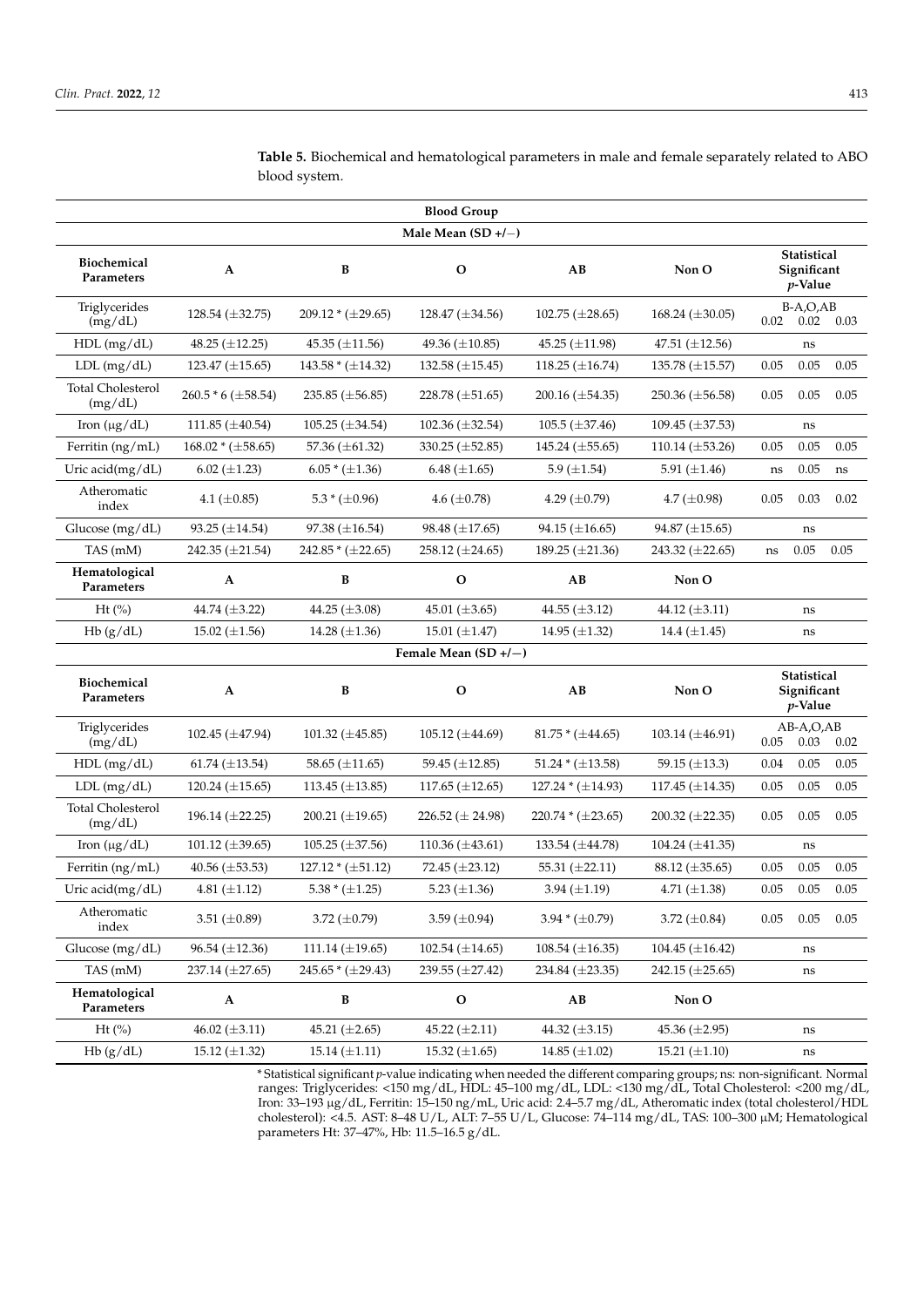**Table 5.** Biochemical and hematological parameters in male and female separately related to ABO blood system.

| Blood Group | | | | | | | | |
|---|---|---|---|---|---|---|---|---|
| **Male Mean (SD +/−)** | | | | | | | | |
| **Biochemical Parameters** | **A** | **B** | **O** | **AB** | **Non O** | **Statistical Significant *p*-Value** | | |
| Triglycerides (mg/dL) | 128.54 (±32.75) | 209.12 * (±29.65) | 128.47 (±34.56) | 102.75 (±28.65) | 168.24 (±30.05) | B-A,O,AB 0.02 | 0.02 | 0.03 |
| HDL (mg/dL) | 48.25 (±12.25) | 45.35 (±11.56) | 49.36 (±10.85) | 45.25 (±11.98) | 47.51 (±12.56) | ns | | |
| LDL (mg/dL) | 123.47 (±15.65) | 143.58 * (±14.32) | 132.58 (±15.45) | 118.25 (±16.74) | 135.78 (±15.57) | 0.05 | 0.05 | 0.05 |
| Total Cholesterol (mg/dL) | 260.5 * 6 (±58.54) | 235.85 (±56.85) | 228.78 (±51.65) | 200.16 (±54.35) | 250.36 (±56.58) | 0.05 | 0.05 | 0.05 |
| Iron (μg/dL) | 111.85 (±40.54) | 105.25 (±34.54) | 102.36 (±32.54) | 105.5 (±37.46) | 109.45 (±37.53) | ns | | |
| Ferritin (ng/mL) | 168.02 * (±58.65) | 57.36 (±61.32) | 330.25 (±52.85) | 145.24 (±55.65) | 110.14 (±53.26) | 0.05 | 0.05 | 0.05 |
| Uric acid(mg/dL) | 6.02 (±1.23) | 6.05 * (±1.36) | 6.48 (±1.65) | 5.9 (±1.54) | 5.91 (±1.46) | ns | 0.05 | ns |
| Atheromatic index | 4.1 (±0.85) | 5.3 * (±0.96) | 4.6 (±0.78) | 4.29 (±0.79) | 4.7 (±0.98) | 0.05 | 0.03 | 0.02 |
| Glucose (mg/dL) | 93.25 (±14.54) | 97.38 (±16.54) | 98.48 (±17.65) | 94.15 (±16.65) | 94.87 (±15.65) | ns | | |
| TAS (mM) | 242.35 (±21.54) | 242.85 * (±22.65) | 258.12 (±24.65) | 189.25 (±21.36) | 243.32 (±22.65) | ns | 0.05 | 0.05 |
| **Hematological Parameters** | **A** | **B** | **O** | **AB** | **Non O** | | | |
| Ht (%) | 44.74 (±3.22) | 44.25 (±3.08) | 45.01 (±3.65) | 44.55 (±3.12) | 44.12 (±3.11) | ns | | |
| Hb (g/dL) | 15.02 (±1.56) | 14.28 (±1.36) | 15.01 (±1.47) | 14.95 (±1.32) | 14.4 (±1.45) | ns | | |
| **Female Mean (SD +/−)** | | | | | | | | |
| **Biochemical Parameters** | **A** | **B** | **O** | **AB** | **Non O** | **Statistical Significant *p*-Value** | | |
| Triglycerides (mg/dL) | 102.45 (±47.94) | 101.32 (±45.85) | 105.12 (±44.69) | 81.75 * (±44.65) | 103.14 (±46.91) | AB-A,O,AB 0.05 | 0.03 | 0.02 |
| HDL (mg/dL) | 61.74 (±13.54) | 58.65 (±11.65) | 59.45 (±12.85) | 51.24 * (±13.58) | 59.15 (±13.3) | 0.04 | 0.05 | 0.05 |
| LDL (mg/dL) | 120.24 (±15.65) | 113.45 (±13.85) | 117.65 (±12.65) | 127.24 * (±14.93) | 117.45 (±14.35) | 0.05 | 0.05 | 0.05 |
| Total Cholesterol (mg/dL) | 196.14 (±22.25) | 200.21 (±19.65) | 226.52 (± 24.98) | 220.74 * (±23.65) | 200.32 (±22.35) | 0.05 | 0.05 | 0.05 |
| Iron (μg/dL) | 101.12 (±39.65) | 105.25 (±37.56) | 110.36 (±43.61) | 133.54 (±44.78) | 104.24 (±41.35) | ns | | |
| Ferritin (ng/mL) | 40.56 (±53.53) | 127.12 * (±51.12) | 72.45 (±23.12) | 55.31 (±22.11) | 88.12 (±35.65) | 0.05 | 0.05 | 0.05 |
| Uric acid(mg/dL) | 4.81 (±1.12) | 5.38 * (±1.25) | 5.23 (±1.36) | 3.94 (±1.19) | 4.71 (±1.38) | 0.05 | 0.05 | 0.05 |
| Atheromatic index | 3.51 (±0.89) | 3.72 (±0.79) | 3.59 (±0.94) | 3.94 * (±0.79) | 3.72 (±0.84) | 0.05 | 0.05 | 0.05 |
| Glucose (mg/dL) | 96.54 (±12.36) | 111.14 (±19.65) | 102.54 (±14.65) | 108.54 (±16.35) | 104.45 (±16.42) | ns | | |
| TAS (mM) | 237.14 (±27.65) | 245.65 * (±29.43) | 239.55 (±27.42) | 234.84 (±23.35) | 242.15 (±25.65) | ns | | |
| **Hematological Parameters** | **A** | **B** | **O** | **AB** | **Non O** | | | |
| Ht (%) | 46.02 (±3.11) | 45.21 (±2.65) | 45.22 (±2.11) | 44.32 (±3.15) | 45.36 (±2.95) | ns | | |
| Hb (g/dL) | 15.12 (±1.32) | 15.14 (±1.11) | 15.32 (±1.65) | 14.85 (±1.02) | 15.21 (±1.10) | ns | | |

\* Statistical significant *p*-value indicating when needed the different comparing groups; ns: non-significant. Normal ranges: Triglycerides: <150 mg/dL, HDL: 45–100 mg/dL, LDL: <130 mg/dL, Total Cholesterol: <200 mg/dL, Iron: 33–193 μg/dL, Ferritin: 15–150 ng/mL, Uric acid: 2.4–5.7 mg/dL, Atheromatic index (total cholesterol/HDL cholesterol): <4.5. AST: 8–48 U/L, ALT: 7–55 U/L, Glucose: 74–114 mg/dL, TAS: 100–300 μM; Hematological parameters Ht: 37–47%, Hb: 11.5–16.5 g/dL.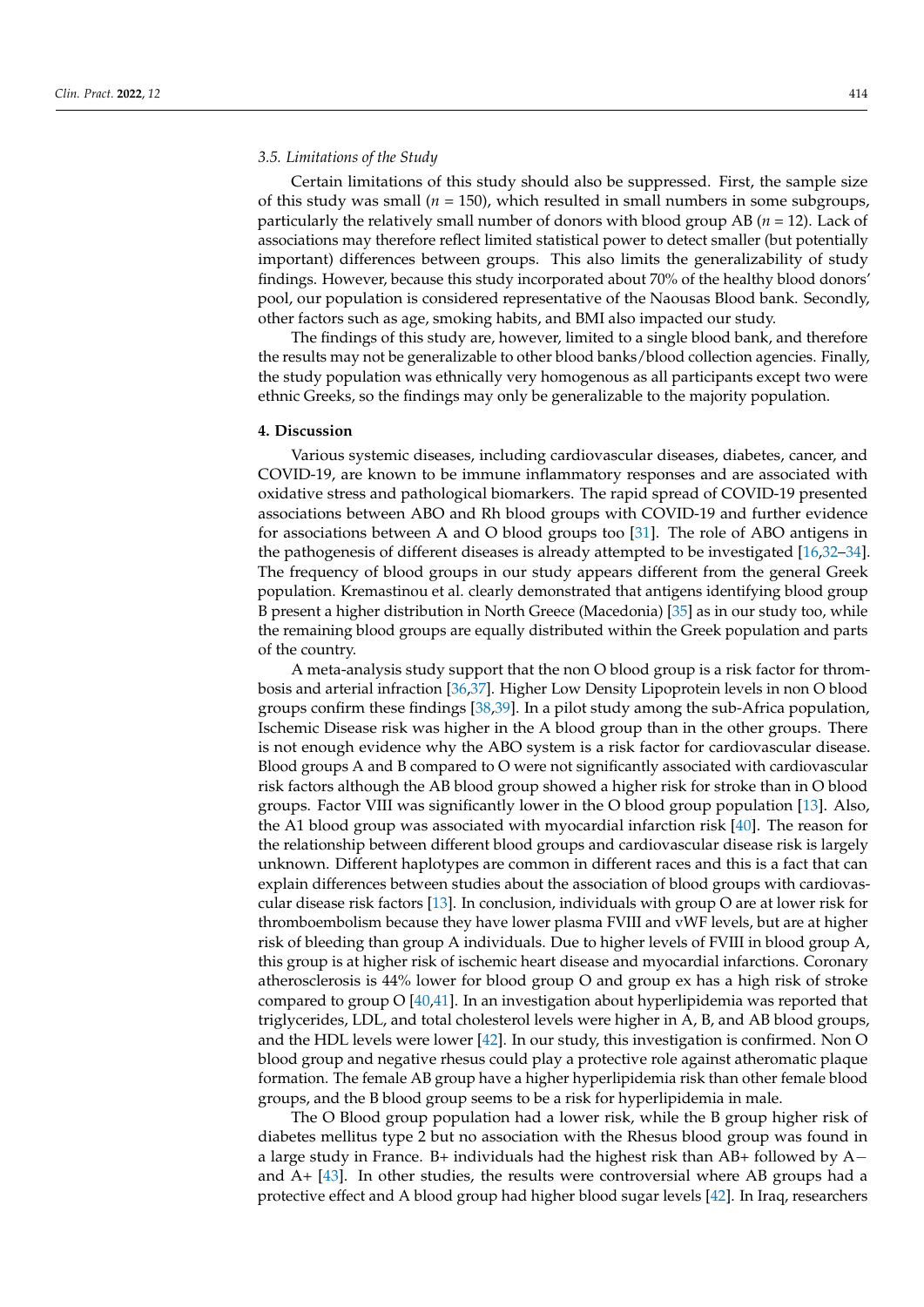### 3.5. Limitations of the Study

Certain limitations of this study should also be suppressed. First, the sample size of this study was small (*n* = 150), which resulted in small numbers in some subgroups, particularly the relatively small number of donors with blood group AB (*n* = 12). Lack of associations may therefore reflect limited statistical power to detect smaller (but potentially important) differences between groups. This also limits the generalizability of study findings. However, because this study incorporated about 70% of the healthy blood donors' pool, our population is considered representative of the Naousas Blood bank. Secondly, other factors such as age, smoking habits, and BMI also impacted our study.

The findings of this study are, however, limited to a single blood bank, and therefore the results may not be generalizable to other blood banks/blood collection agencies. Finally, the study population was ethnically very homogenous as all participants except two were ethnic Greeks, so the findings may only be generalizable to the majority population.

## 4. Discussion

Various systemic diseases, including cardiovascular diseases, diabetes, cancer, and COVID-19, are known to be immune inflammatory responses and are associated with oxidative stress and pathological biomarkers. The rapid spread of COVID-19 presented associations between ABO and Rh blood groups with COVID-19 and further evidence for associations between A and O blood groups too [31]. The role of ABO antigens in the pathogenesis of different diseases is already attempted to be investigated [16,32–34]. The frequency of blood groups in our study appears different from the general Greek population. Kremastinou et al. clearly demonstrated that antigens identifying blood group B present a higher distribution in North Greece (Macedonia) [35] as in our study too, while the remaining blood groups are equally distributed within the Greek population and parts of the country.

A meta-analysis study support that the non O blood group is a risk factor for thrombosis and arterial infraction [36,37]. Higher Low Density Lipoprotein levels in non O blood groups confirm these findings [38,39]. In a pilot study among the sub-Africa population, Ischemic Disease risk was higher in the A blood group than in the other groups. There is not enough evidence why the ABO system is a risk factor for cardiovascular disease. Blood groups A and B compared to O were not significantly associated with cardiovascular risk factors although the AB blood group showed a higher risk for stroke than in O blood groups. Factor VIII was significantly lower in the O blood group population [13]. Also, the A1 blood group was associated with myocardial infarction risk [40]. The reason for the relationship between different blood groups and cardiovascular disease risk is largely unknown. Different haplotypes are common in different races and this is a fact that can explain differences between studies about the association of blood groups with cardiovascular disease risk factors [13]. In conclusion, individuals with group O are at lower risk for thromboembolism because they have lower plasma FVIII and vWF levels, but are at higher risk of bleeding than group A individuals. Due to higher levels of FVIII in blood group A, this group is at higher risk of ischemic heart disease and myocardial infarctions. Coronary atherosclerosis is 44% lower for blood group O and group ex has a high risk of stroke compared to group O [40,41]. In an investigation about hyperlipidemia was reported that triglycerides, LDL, and total cholesterol levels were higher in A, B, and AB blood groups, and the HDL levels were lower [42]. In our study, this investigation is confirmed. Non O blood group and negative rhesus could play a protective role against atheromatic plaque formation. The female AB group have a higher hyperlipidemia risk than other female blood groups, and the B blood group seems to be a risk for hyperlipidemia in male.

The O Blood group population had a lower risk, while the B group higher risk of diabetes mellitus type 2 but no association with the Rhesus blood group was found in a large study in France. B+ individuals had the highest risk than AB+ followed by A− and A+ [43]. In other studies, the results were controversial where AB groups had a protective effect and A blood group had higher blood sugar levels [42]. In Iraq, researchers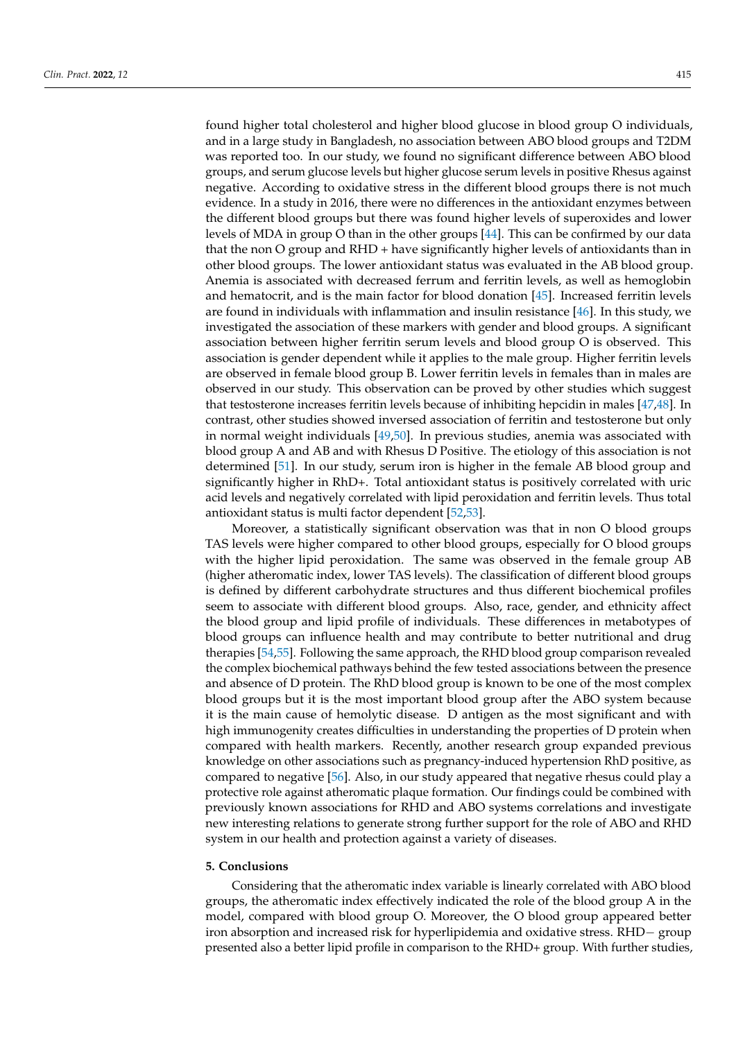found higher total cholesterol and higher blood glucose in blood group O individuals, and in a large study in Bangladesh, no association between ABO blood groups and T2DM was reported too. In our study, we found no significant difference between ABO blood groups, and serum glucose levels but higher glucose serum levels in positive Rhesus against negative. According to oxidative stress in the different blood groups there is not much evidence. In a study in 2016, there were no differences in the antioxidant enzymes between the different blood groups but there was found higher levels of superoxides and lower levels of MDA in group O than in the other groups [44]. This can be confirmed by our data that the non O group and RHD + have significantly higher levels of antioxidants than in other blood groups. The lower antioxidant status was evaluated in the AB blood group. Anemia is associated with decreased ferrum and ferritin levels, as well as hemoglobin and hematocrit, and is the main factor for blood donation [45]. Increased ferritin levels are found in individuals with inflammation and insulin resistance [46]. In this study, we investigated the association of these markers with gender and blood groups. A significant association between higher ferritin serum levels and blood group O is observed. This association is gender dependent while it applies to the male group. Higher ferritin levels are observed in female blood group B. Lower ferritin levels in females than in males are observed in our study. This observation can be proved by other studies which suggest that testosterone increases ferritin levels because of inhibiting hepcidin in males [47,48]. In contrast, other studies showed inversed association of ferritin and testosterone but only in normal weight individuals [49,50]. In previous studies, anemia was associated with blood group A and AB and with Rhesus D Positive. The etiology of this association is not determined [51]. In our study, serum iron is higher in the female AB blood group and significantly higher in RhD+. Total antioxidant status is positively correlated with uric acid levels and negatively correlated with lipid peroxidation and ferritin levels. Thus total antioxidant status is multi factor dependent [52,53].

Moreover, a statistically significant observation was that in non O blood groups TAS levels were higher compared to other blood groups, especially for O blood groups with the higher lipid peroxidation. The same was observed in the female group AB (higher atheromatic index, lower TAS levels). The classification of different blood groups is defined by different carbohydrate structures and thus different biochemical profiles seem to associate with different blood groups. Also, race, gender, and ethnicity affect the blood group and lipid profile of individuals. These differences in metabotypes of blood groups can influence health and may contribute to better nutritional and drug therapies [54,55]. Following the same approach, the RHD blood group comparison revealed the complex biochemical pathways behind the few tested associations between the presence and absence of D protein. The RhD blood group is known to be one of the most complex blood groups but it is the most important blood group after the ABO system because it is the main cause of hemolytic disease. D antigen as the most significant and with high immunogenity creates difficulties in understanding the properties of D protein when compared with health markers. Recently, another research group expanded previous knowledge on other associations such as pregnancy-induced hypertension RhD positive, as compared to negative [56]. Also, in our study appeared that negative rhesus could play a protective role against atheromatic plaque formation. Our findings could be combined with previously known associations for RHD and ABO systems correlations and investigate new interesting relations to generate strong further support for the role of ABO and RHD system in our health and protection against a variety of diseases.

## 5. Conclusions

Considering that the atheromatic index variable is linearly correlated with ABO blood groups, the atheromatic index effectively indicated the role of the blood group A in the model, compared with blood group O. Moreover, the O blood group appeared better iron absorption and increased risk for hyperlipidemia and oxidative stress. RHD− group presented also a better lipid profile in comparison to the RHD+ group. With further studies,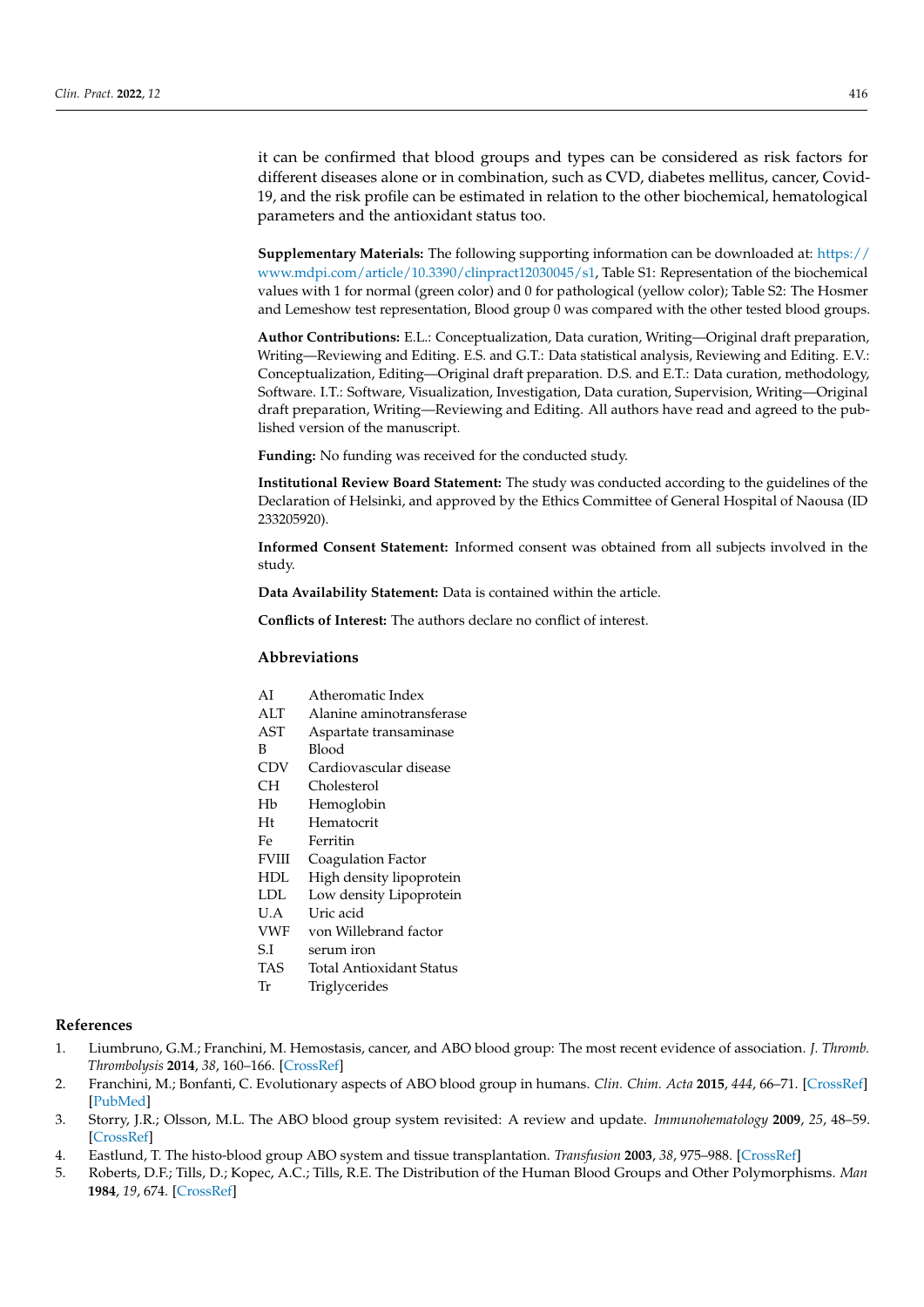it can be confirmed that blood groups and types can be considered as risk factors for different diseases alone or in combination, such as CVD, diabetes mellitus, cancer, Covid-19, and the risk profile can be estimated in relation to the other biochemical, hematological parameters and the antioxidant status too.

**Supplementary Materials:** The following supporting information can be downloaded at: https://www.mdpi.com/article/10.3390/clinpract12030045/s1, Table S1: Representation of the biochemical values with 1 for normal (green color) and 0 for pathological (yellow color); Table S2: The Hosmer and Lemeshow test representation, Blood group 0 was compared with the other tested blood groups.

**Author Contributions:** E.L.: Conceptualization, Data curation, Writing—Original draft preparation, Writing—Reviewing and Editing. E.S. and G.T.: Data statistical analysis, Reviewing and Editing. E.V.: Conceptualization, Editing—Original draft preparation. D.S. and E.T.: Data curation, methodology, Software. I.T.: Software, Visualization, Investigation, Data curation, Supervision, Writing—Original draft preparation, Writing—Reviewing and Editing. All authors have read and agreed to the published version of the manuscript.

**Funding:** No funding was received for the conducted study.

**Institutional Review Board Statement:** The study was conducted according to the guidelines of the Declaration of Helsinki, and approved by the Ethics Committee of General Hospital of Naousa (ID 233205920).

**Informed Consent Statement:** Informed consent was obtained from all subjects involved in the study.

**Data Availability Statement:** Data is contained within the article.

**Conflicts of Interest:** The authors declare no conflict of interest.

## Abbreviations

| | |
|---|---|
| AI | Atheromatic Index |
| ALT | Alanine aminotransferase |
| AST | Aspartate transaminase |
| B | Blood |
| CDV | Cardiovascular disease |
| CH | Cholesterol |
| Hb | Hemoglobin |
| Ht | Hematocrit |
| Fe | Ferritin |
| FVIII | Coagulation Factor |
| HDL | High density lipoprotein |
| LDL | Low density Lipoprotein |
| U.A | Uric acid |
| VWF | von Willebrand factor |
| S.I | serum iron |
| TAS | Total Antioxidant Status |
| Tr | Triglycerides |

## References

1. Liumbruno, G.M.; Franchini, M. Hemostasis, cancer, and ABO blood group: The most recent evidence of association. *J. Thromb. Thrombolysis* **2014**, *38*, 160–166. [CrossRef]
2. Franchini, M.; Bonfanti, C. Evolutionary aspects of ABO blood group in humans. *Clin. Chim. Acta* **2015**, *444*, 66–71. [CrossRef] [PubMed]
3. Storry, J.R.; Olsson, M.L. The ABO blood group system revisited: A review and update. *Immunohematology* **2009**, *25*, 48–59. [CrossRef]
4. Eastlund, T. The histo-blood group ABO system and tissue transplantation. *Transfusion* **2003**, *38*, 975–988. [CrossRef]
5. Roberts, D.F.; Tills, D.; Kopec, A.C.; Tills, R.E. The Distribution of the Human Blood Groups and Other Polymorphisms. *Man* **1984**, *19*, 674. [CrossRef]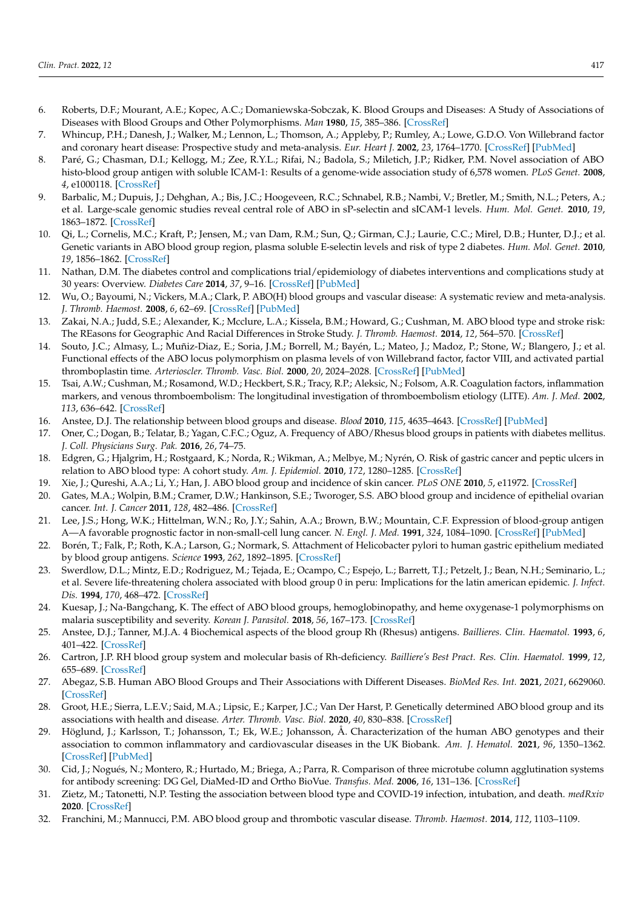6. Roberts, D.F.; Mourant, A.E.; Kopec, A.C.; Domaniewska-Sobczak, K. Blood Groups and Diseases: A Study of Associations of Diseases with Blood Groups and Other Polymorphisms. *Man* **1980**, *15*, 385–386. [CrossRef]
7. Whincup, P.H.; Danesh, J.; Walker, M.; Lennon, L.; Thomson, A.; Appleby, P.; Rumley, A.; Lowe, G.D.O. Von Willebrand factor and coronary heart disease: Prospective study and meta-analysis. *Eur. Heart J.* **2002**, *23*, 1764–1770. [CrossRef] [PubMed]
8. Paré, G.; Chasman, D.I.; Kellogg, M.; Zee, R.Y.L.; Rifai, N.; Badola, S.; Miletich, J.P.; Ridker, P.M. Novel association of ABO histo-blood group antigen with soluble ICAM-1: Results of a genome-wide association study of 6,578 women. *PLoS Genet.* **2008**, *4*, e1000118. [CrossRef]
9. Barbalic, M.; Dupuis, J.; Dehghan, A.; Bis, J.C.; Hoogeveen, R.C.; Schnabel, R.B.; Nambi, V.; Bretler, M.; Smith, N.L.; Peters, A.; et al. Large-scale genomic studies reveal central role of ABO in sP-selectin and sICAM-1 levels. *Hum. Mol. Genet.* **2010**, *19*, 1863–1872. [CrossRef]
10. Qi, L.; Cornelis, M.C.; Kraft, P.; Jensen, M.; van Dam, R.M.; Sun, Q.; Girman, C.J.; Laurie, C.C.; Mirel, D.B.; Hunter, D.J.; et al. Genetic variants in ABO blood group region, plasma soluble E-selectin levels and risk of type 2 diabetes. *Hum. Mol. Genet.* **2010**, *19*, 1856–1862. [CrossRef]
11. Nathan, D.M. The diabetes control and complications trial/epidemiology of diabetes interventions and complications study at 30 years: Overview. *Diabetes Care* **2014**, *37*, 9–16. [CrossRef] [PubMed]
12. Wu, O.; Bayoumi, N.; Vickers, M.A.; Clark, P. ABO(H) blood groups and vascular disease: A systematic review and meta-analysis. *J. Thromb. Haemost.* **2008**, *6*, 62–69. [CrossRef] [PubMed]
13. Zakai, N.A.; Judd, S.E.; Alexander, K.; Mcclure, L.A.; Kissela, B.M.; Howard, G.; Cushman, M. ABO blood type and stroke risk: The REasons for Geographic And Racial Differences in Stroke Study. *J. Thromb. Haemost.* **2014**, *12*, 564–570. [CrossRef]
14. Souto, J.C.; Almasy, L.; Muñiz-Diaz, E.; Soria, J.M.; Borrell, M.; Bayén, L.; Mateo, J.; Madoz, P.; Stone, W.; Blangero, J.; et al. Functional effects of the ABO locus polymorphism on plasma levels of von Willebrand factor, factor VIII, and activated partial thromboplastin time. *Arterioscler. Thromb. Vasc. Biol.* **2000**, *20*, 2024–2028. [CrossRef] [PubMed]
15. Tsai, A.W.; Cushman, M.; Rosamond, W.D.; Heckbert, S.R.; Tracy, R.P.; Aleksic, N.; Folsom, A.R. Coagulation factors, inflammation markers, and venous thromboembolism: The longitudinal investigation of thromboembolism etiology (LITE). *Am. J. Med.* **2002**, *113*, 636–642. [CrossRef]
16. Anstee, D.J. The relationship between blood groups and disease. *Blood* **2010**, *115*, 4635–4643. [CrossRef] [PubMed]
17. Oner, C.; Dogan, B.; Telatar, B.; Yagan, C.F.C.; Oguz, A. Frequency of ABO/Rhesus blood groups in patients with diabetes mellitus. *J. Coll. Physicians Surg. Pak.* **2016**, *26*, 74–75.
18. Edgren, G.; Hjalgrim, H.; Rostgaard, K.; Norda, R.; Wikman, A.; Melbye, M.; Nyrén, O. Risk of gastric cancer and peptic ulcers in relation to ABO blood type: A cohort study. *Am. J. Epidemiol.* **2010**, *172*, 1280–1285. [CrossRef]
19. Xie, J.; Qureshi, A.A.; Li, Y.; Han, J. ABO blood group and incidence of skin cancer. *PLoS ONE* **2010**, *5*, e11972. [CrossRef]
20. Gates, M.A.; Wolpin, B.M.; Cramer, D.W.; Hankinson, S.E.; Tworoger, S.S. ABO blood group and incidence of epithelial ovarian cancer. *Int. J. Cancer* **2011**, *128*, 482–486. [CrossRef]
21. Lee, J.S.; Hong, W.K.; Hittelman, W.N.; Ro, J.Y.; Sahin, A.A.; Brown, B.W.; Mountain, C.F. Expression of blood-group antigen A—A favorable prognostic factor in non-small-cell lung cancer. *N. Engl. J. Med.* **1991**, *324*, 1084–1090. [CrossRef] [PubMed]
22. Borén, T.; Falk, P.; Roth, K.A.; Larson, G.; Normark, S. Attachment of Helicobacter pylori to human gastric epithelium mediated by blood group antigens. *Science* **1993**, *262*, 1892–1895. [CrossRef]
23. Swerdlow, D.L.; Mintz, E.D.; Rodriguez, M.; Tejada, E.; Ocampo, C.; Espejo, L.; Barrett, T.J.; Petzelt, J.; Bean, N.H.; Seminario, L.; et al. Severe life-threatening cholera associated with blood group 0 in peru: Implications for the latin american epidemic. *J. Infect. Dis.* **1994**, *170*, 468–472. [CrossRef]
24. Kuesap, J.; Na-Bangchang, K. The effect of ABO blood groups, hemoglobinopathy, and heme oxygenase-1 polymorphisms on malaria susceptibility and severity. *Korean J. Parasitol.* **2018**, *56*, 167–173. [CrossRef]
25. Anstee, D.J.; Tanner, M.J.A. 4 Biochemical aspects of the blood group Rh (Rhesus) antigens. *Baillieres. Clin. Haematol.* **1993**, *6*, 401–422. [CrossRef]
26. Cartron, J.P. RH blood group system and molecular basis of Rh-deficiency. *Bailliere's Best Pract. Res. Clin. Haematol.* **1999**, *12*, 655–689. [CrossRef]
27. Abegaz, S.B. Human ABO Blood Groups and Their Associations with Different Diseases. *BioMed Res. Int.* **2021**, *2021*, 6629060. [CrossRef]
28. Groot, H.E.; Sierra, L.E.V.; Said, M.A.; Lipsic, E.; Karper, J.C.; Van Der Harst, P. Genetically determined ABO blood group and its associations with health and disease. *Arter. Thromb. Vasc. Biol.* **2020**, *40*, 830–838. [CrossRef]
29. Höglund, J.; Karlsson, T.; Johansson, T.; Ek, W.E.; Johansson, Å. Characterization of the human ABO genotypes and their association to common inflammatory and cardiovascular diseases in the UK Biobank. *Am. J. Hematol.* **2021**, *96*, 1350–1362. [CrossRef] [PubMed]
30. Cid, J.; Nogués, N.; Montero, R.; Hurtado, M.; Briega, A.; Parra, R. Comparison of three microtube column agglutination systems for antibody screening: DG Gel, DiaMed-ID and Ortho BioVue. *Transfus. Med.* **2006**, *16*, 131–136. [CrossRef]
31. Zietz, M.; Tatonetti, N.P. Testing the association between blood type and COVID-19 infection, intubation, and death. *medRxiv* **2020**. [CrossRef]
32. Franchini, M.; Mannucci, P.M. ABO blood group and thrombotic vascular disease. *Thromb. Haemost.* **2014**, *112*, 1103–1109.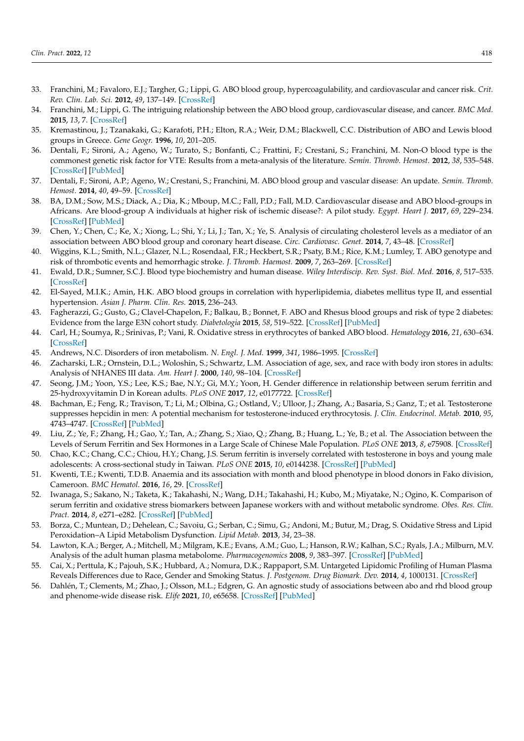33. Franchini, M.; Favaloro, E.J.; Targher, G.; Lippi, G. ABO blood group, hypercoagulability, and cardiovascular and cancer risk. *Crit. Rev. Clin. Lab. Sci.* **2012**, *49*, 137–149. [CrossRef]
34. Franchini, M.; Lippi, G. The intriguing relationship between the ABO blood group, cardiovascular disease, and cancer. *BMC Med.* **2015**, *13*, 7. [CrossRef]
35. Kremastinou, J.; Tzanakaki, G.; Karafoti, P.H.; Elton, R.A.; Weir, D.M.; Blackwell, C.C. Distribution of ABO and Lewis blood groups in Greece. *Gene Geogr.* **1996**, *10*, 201–205.
36. Dentali, F.; Sironi, A.; Ageno, W.; Turato, S.; Bonfanti, C.; Frattini, F.; Crestani, S.; Franchini, M. Non-O blood type is the commonest genetic risk factor for VTE: Results from a meta-analysis of the literature. *Semin. Thromb. Hemost.* **2012**, *38*, 535–548. [CrossRef] [PubMed]
37. Dentali, F.; Sironi, A.P.; Ageno, W.; Crestani, S.; Franchini, M. ABO blood group and vascular disease: An update. *Semin. Thromb. Hemost.* **2014**, *40*, 49–59. [CrossRef]
38. BA, D.M.; Sow, M.S.; Diack, A.; Dia, K.; Mboup, M.C.; Fall, P.D.; Fall, M.D. Cardiovascular disease and ABO blood-groups in Africans. Are blood-group A individuals at higher risk of ischemic disease?: A pilot study. *Egypt. Heart J.* **2017**, *69*, 229–234. [CrossRef] [PubMed]
39. Chen, Y.; Chen, C.; Ke, X.; Xiong, L.; Shi, Y.; Li, J.; Tan, X.; Ye, S. Analysis of circulating cholesterol levels as a mediator of an association between ABO blood group and coronary heart disease. *Circ. Cardiovasc. Genet.* **2014**, *7*, 43–48. [CrossRef]
40. Wiggins, K.L.; Smith, N.L.; Glazer, N.L.; Rosendaal, F.R.; Heckbert, S.R.; Psaty, B.M.; Rice, K.M.; Lumley, T. ABO genotype and risk of thrombotic events and hemorrhagic stroke. *J. Thromb. Haemost.* **2009**, *7*, 263–269. [CrossRef]
41. Ewald, D.R.; Sumner, S.C.J. Blood type biochemistry and human disease. *Wiley Interdiscip. Rev. Syst. Biol. Med.* **2016**, *8*, 517–535. [CrossRef]
42. El-Sayed, M.I.K.; Amin, H.K. ABO blood groups in correlation with hyperlipidemia, diabetes mellitus type II, and essential hypertension. *Asian J. Pharm. Clin. Res.* **2015**, 236–243.
43. Fagherazzi, G.; Gusto, G.; Clavel-Chapelon, F.; Balkau, B.; Bonnet, F. ABO and Rhesus blood groups and risk of type 2 diabetes: Evidence from the large E3N cohort study. *Diabetologia* **2015**, *58*, 519–522. [CrossRef] [PubMed]
44. Carl, H.; Soumya, R.; Srinivas, P.; Vani, R. Oxidative stress in erythrocytes of banked ABO blood. *Hematology* **2016**, *21*, 630–634. [CrossRef]
45. Andrews, N.C. Disorders of iron metabolism. *N. Engl. J. Med.* **1999**, *341*, 1986–1995. [CrossRef]
46. Zacharski, L.R.; Ornstein, D.L.; Woloshin, S.; Schwartz, L.M. Association of age, sex, and race with body iron stores in adults: Analysis of NHANES III data. *Am. Heart J.* **2000**, *140*, 98–104. [CrossRef]
47. Seong, J.M.; Yoon, Y.S.; Lee, K.S.; Bae, N.Y.; Gi, M.Y.; Yoon, H. Gender difference in relationship between serum ferritin and 25-hydroxyvitamin D in Korean adults. *PLoS ONE* **2017**, *12*, e0177722. [CrossRef]
48. Bachman, E.; Feng, R.; Travison, T.; Li, M.; Olbina, G.; Ostland, V.; Ulloor, J.; Zhang, A.; Basaria, S.; Ganz, T.; et al. Testosterone suppresses hepcidin in men: A potential mechanism for testosterone-induced erythrocytosis. *J. Clin. Endocrinol. Metab.* **2010**, *95*, 4743–4747. [CrossRef] [PubMed]
49. Liu, Z.; Ye, F.; Zhang, H.; Gao, Y.; Tan, A.; Zhang, S.; Xiao, Q.; Zhang, B.; Huang, L.; Ye, B.; et al. The Association between the Levels of Serum Ferritin and Sex Hormones in a Large Scale of Chinese Male Population. *PLoS ONE* **2013**, *8*, e75908. [CrossRef]
50. Chao, K.C.; Chang, C.C.; Chiou, H.Y.; Chang, J.S. Serum ferritin is inversely correlated with testosterone in boys and young male adolescents: A cross-sectional study in Taiwan. *PLoS ONE* **2015**, *10*, e0144238. [CrossRef] [PubMed]
51. Kwenti, T.E.; Kwenti, T.D.B. Anaemia and its association with month and blood phenotype in blood donors in Fako division, Cameroon. *BMC Hematol.* **2016**, *16*, 29. [CrossRef]
52. Iwanaga, S.; Sakano, N.; Taketa, K.; Takahashi, N.; Wang, D.H.; Takahashi, H.; Kubo, M.; Miyatake, N.; Ogino, K. Comparison of serum ferritin and oxidative stress biomarkers between Japanese workers with and without metabolic syndrome. *Obes. Res. Clin. Pract.* **2014**, *8*, e271–e282. [CrossRef] [PubMed]
53. Borza, C.; Muntean, D.; Dehelean, C.; Savoiu, G.; Serban, C.; Simu, G.; Andoni, M.; Butur, M.; Drag, S. Oxidative Stress and Lipid Peroxidation–A Lipid Metabolism Dysfunction. *Lipid Metab.* **2013**, *34*, 23–38.
54. Lawton, K.A.; Berger, A.; Mitchell, M.; Milgram, K.E.; Evans, A.M.; Guo, L.; Hanson, R.W.; Kalhan, S.C.; Ryals, J.A.; Milburn, M.V. Analysis of the adult human plasma metabolome. *Pharmacogenomics* **2008**, *9*, 383–397. [CrossRef] [PubMed]
55. Cai, X.; Perttula, K.; Pajouh, S.K.; Hubbard, A.; Nomura, D.K.; Rappaport, S.M. Untargeted Lipidomic Profiling of Human Plasma Reveals Differences due to Race, Gender and Smoking Status. *J. Postgenom. Drug Biomark. Dev.* **2014**, *4*, 1000131. [CrossRef]
56. Dahlén, T.; Clements, M.; Zhao, J.; Olsson, M.L.; Edgren, G. An agnostic study of associations between abo and rhd blood group and phenome-wide disease risk. *Elife* **2021**, *10*, e65658. [CrossRef] [PubMed]